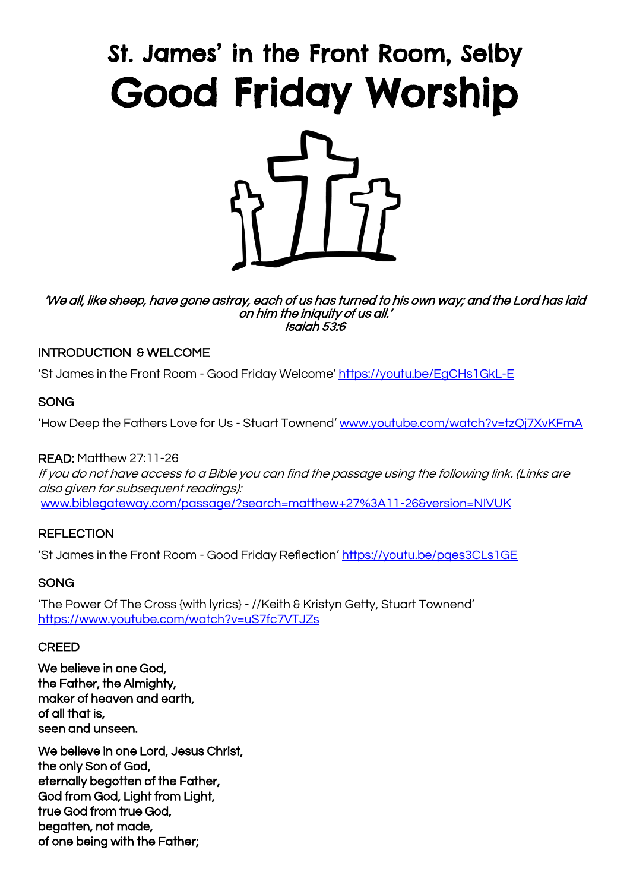# St. James' in the Front Room, Selby

# Good Friday Worship

*'We all, like sheep, have gone astray, each of us has turned to his own way; and the Lord has laid on him the iniquity of us all.'*
*Isaiah 53:6*

## INTRODUCTION & WELCOME

'St James in the Front Room - Good Friday Welcome' https://youtu.be/EgCHs1GkL-E

## SONG

'How Deep the Fathers Love for Us - Stuart Townend' www.youtube.com/watch?v=tzQj7XvKFmA

**READ:** Matthew 27:11-26

*If you do not have access to a Bible you can find the passage using the following link. (Links are also given for subsequent readings):*
www.biblegateway.com/passage/?search=matthew+27%3A11-26&version=NIVUK

## REFLECTION

'St James in the Front Room - Good Friday Reflection' https://youtu.be/pqes3CLs1GE

## SONG

'The Power Of The Cross {with lyrics} - //Keith & Kristyn Getty, Stuart Townend'
https://www.youtube.com/watch?v=uS7fc7VTJZs

## CREED

**We believe in one God,**
**the Father, the Almighty,**
**maker of heaven and earth,**
**of all that is,**
**seen and unseen.**

**We believe in one Lord, Jesus Christ,**
**the only Son of God,**
**eternally begotten of the Father,**
**God from God, Light from Light,**
**true God from true God,**
**begotten, not made,**
**of one being with the Father;**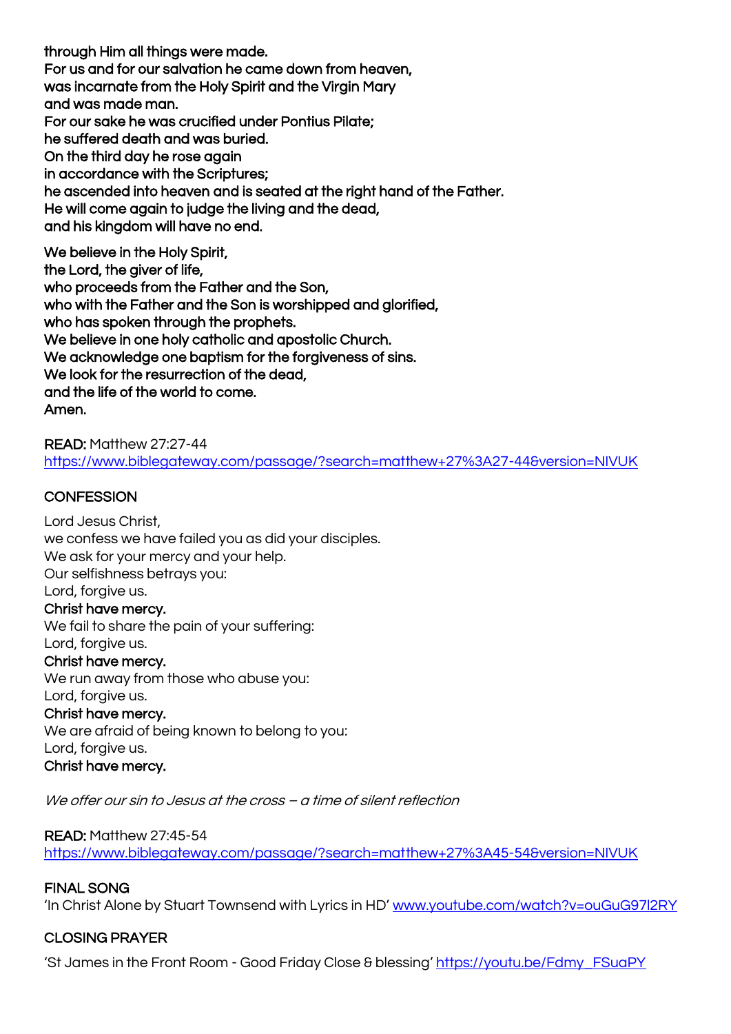**through Him all things were made.**
**For us and for our salvation he came down from heaven,**
**was incarnate from the Holy Spirit and the Virgin Mary**
**and was made man.**
**For our sake he was crucified under Pontius Pilate;**
**he suffered death and was buried.**
**On the third day he rose again**
**in accordance with the Scriptures;**
**he ascended into heaven and is seated at the right hand of the Father.**
**He will come again to judge the living and the dead,**
**and his kingdom will have no end.**

**We believe in the Holy Spirit,**
**the Lord, the giver of life,**
**who proceeds from the Father and the Son,**
**who with the Father and the Son is worshipped and glorified,**
**who has spoken through the prophets.**
**We believe in one holy catholic and apostolic Church.**
**We acknowledge one baptism for the forgiveness of sins.**
**We look for the resurrection of the dead,**
**and the life of the world to come.**
**Amen.**

**READ:** Matthew 27:27-44
https://www.biblegateway.com/passage/?search=matthew+27%3A27-44&version=NIVUK

## CONFESSION

Lord Jesus Christ,
we confess we have failed you as did your disciples.
We ask for your mercy and your help.
Our selfishness betrays you:
Lord, forgive us.
**Christ have mercy.**
We fail to share the pain of your suffering:
Lord, forgive us.
**Christ have mercy.**
We run away from those who abuse you:
Lord, forgive us.
**Christ have mercy.**
We are afraid of being known to belong to you:
Lord, forgive us.
**Christ have mercy.**

*We offer our sin to Jesus at the cross – a time of silent reflection*

**READ:** Matthew 27:45-54
https://www.biblegateway.com/passage/?search=matthew+27%3A45-54&version=NIVUK

## FINAL SONG

'In Christ Alone by Stuart Townsend with Lyrics in HD' www.youtube.com/watch?v=ouGuG97l2RY

## CLOSING PRAYER

'St James in the Front Room - Good Friday Close & blessing' https://youtu.be/Fdmy_FSuaPY